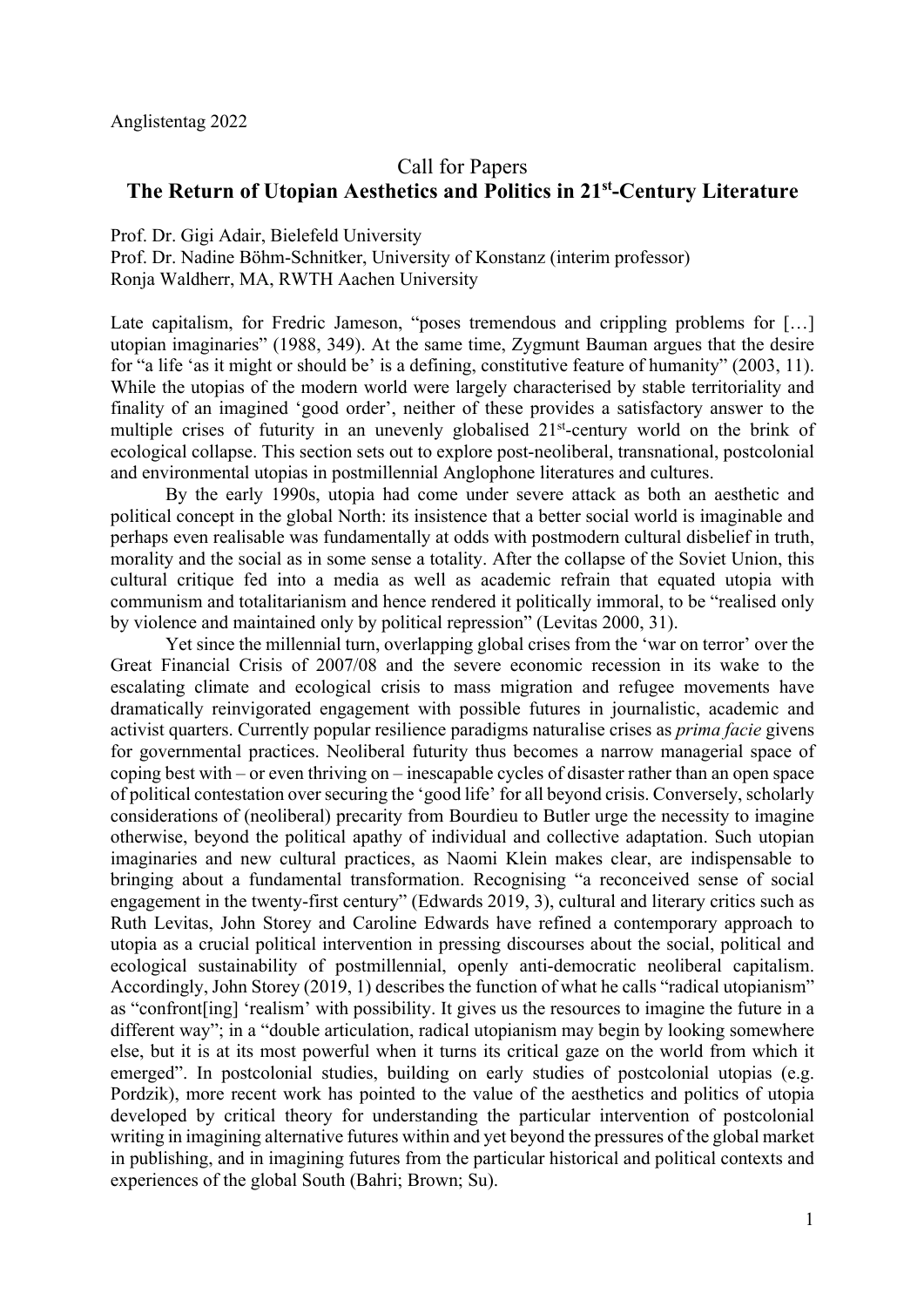Anglistentag 2022

# Call for Papers
## The Return of Utopian Aesthetics and Politics in 21st-Century Literature

Prof. Dr. Gigi Adair, Bielefeld University
Prof. Dr. Nadine Böhm-Schnitker, University of Konstanz (interim professor)
Ronja Waldherr, MA, RWTH Aachen University

Late capitalism, for Fredric Jameson, "poses tremendous and crippling problems for […] utopian imaginaries" (1988, 349). At the same time, Zygmunt Bauman argues that the desire for "a life 'as it might or should be' is a defining, constitutive feature of humanity" (2003, 11). While the utopias of the modern world were largely characterised by stable territoriality and finality of an imagined 'good order', neither of these provides a satisfactory answer to the multiple crises of futurity in an unevenly globalised 21st-century world on the brink of ecological collapse. This section sets out to explore post-neoliberal, transnational, postcolonial and environmental utopias in postmillennial Anglophone literatures and cultures.

By the early 1990s, utopia had come under severe attack as both an aesthetic and political concept in the global North: its insistence that a better social world is imaginable and perhaps even realisable was fundamentally at odds with postmodern cultural disbelief in truth, morality and the social as in some sense a totality. After the collapse of the Soviet Union, this cultural critique fed into a media as well as academic refrain that equated utopia with communism and totalitarianism and hence rendered it politically immoral, to be "realised only by violence and maintained only by political repression" (Levitas 2000, 31).

Yet since the millennial turn, overlapping global crises from the 'war on terror' over the Great Financial Crisis of 2007/08 and the severe economic recession in its wake to the escalating climate and ecological crisis to mass migration and refugee movements have dramatically reinvigorated engagement with possible futures in journalistic, academic and activist quarters. Currently popular resilience paradigms naturalise crises as *prima facie* givens for governmental practices. Neoliberal futurity thus becomes a narrow managerial space of coping best with – or even thriving on – inescapable cycles of disaster rather than an open space of political contestation over securing the 'good life' for all beyond crisis. Conversely, scholarly considerations of (neoliberal) precarity from Bourdieu to Butler urge the necessity to imagine otherwise, beyond the political apathy of individual and collective adaptation. Such utopian imaginaries and new cultural practices, as Naomi Klein makes clear, are indispensable to bringing about a fundamental transformation. Recognising "a reconceived sense of social engagement in the twenty-first century" (Edwards 2019, 3), cultural and literary critics such as Ruth Levitas, John Storey and Caroline Edwards have refined a contemporary approach to utopia as a crucial political intervention in pressing discourses about the social, political and ecological sustainability of postmillennial, openly anti-democratic neoliberal capitalism. Accordingly, John Storey (2019, 1) describes the function of what he calls "radical utopianism" as "confront[ing] 'realism' with possibility. It gives us the resources to imagine the future in a different way"; in a "double articulation, radical utopianism may begin by looking somewhere else, but it is at its most powerful when it turns its critical gaze on the world from which it emerged". In postcolonial studies, building on early studies of postcolonial utopias (e.g. Pordzik), more recent work has pointed to the value of the aesthetics and politics of utopia developed by critical theory for understanding the particular intervention of postcolonial writing in imagining alternative futures within and yet beyond the pressures of the global market in publishing, and in imagining futures from the particular historical and political contexts and experiences of the global South (Bahri; Brown; Su).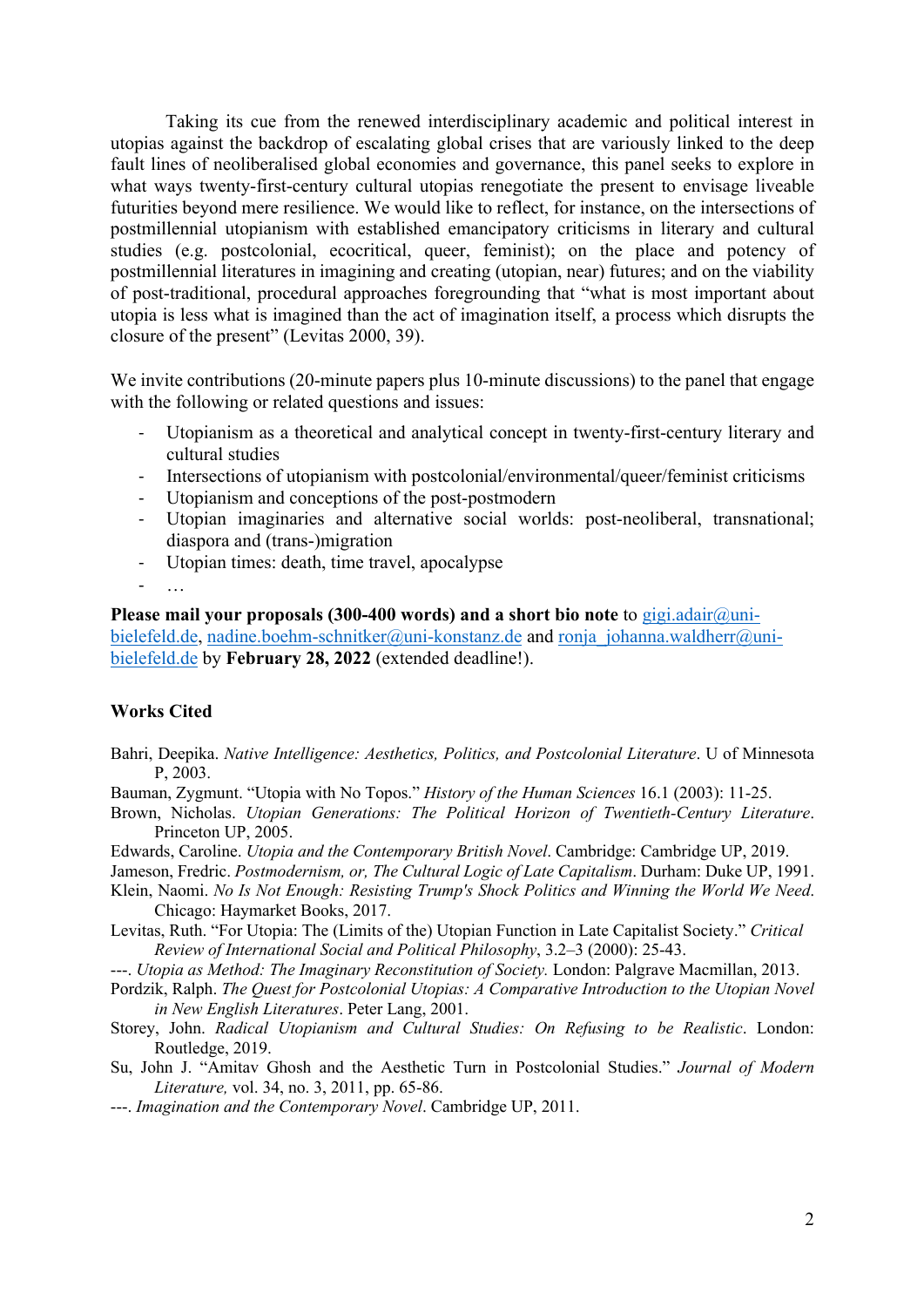Taking its cue from the renewed interdisciplinary academic and political interest in utopias against the backdrop of escalating global crises that are variously linked to the deep fault lines of neoliberalised global economies and governance, this panel seeks to explore in what ways twenty-first-century cultural utopias renegotiate the present to envisage liveable futurities beyond mere resilience. We would like to reflect, for instance, on the intersections of postmillennial utopianism with established emancipatory criticisms in literary and cultural studies (e.g. postcolonial, ecocritical, queer, feminist); on the place and potency of postmillennial literatures in imagining and creating (utopian, near) futures; and on the viability of post-traditional, procedural approaches foregrounding that "what is most important about utopia is less what is imagined than the act of imagination itself, a process which disrupts the closure of the present" (Levitas 2000, 39).

We invite contributions (20-minute papers plus 10-minute discussions) to the panel that engage with the following or related questions and issues:

- Utopianism as a theoretical and analytical concept in twenty-first-century literary and cultural studies
- Intersections of utopianism with postcolonial/environmental/queer/feminist criticisms
- Utopianism and conceptions of the post-postmodern
- Utopian imaginaries and alternative social worlds: post-neoliberal, transnational; diaspora and (trans-)migration
- Utopian times: death, time travel, apocalypse
- …

**Please mail your proposals (300-400 words) and a short bio note** to gigi.adair@uni-bielefeld.de, nadine.boehm-schnitker@uni-konstanz.de and ronja_johanna.waldherr@uni-bielefeld.de by **February 28, 2022** (extended deadline!).

## Works Cited

Bahri, Deepika. *Native Intelligence: Aesthetics, Politics, and Postcolonial Literature*. U of Minnesota P, 2003.

Bauman, Zygmunt. "Utopia with No Topos." *History of the Human Sciences* 16.1 (2003): 11-25.

Brown, Nicholas. *Utopian Generations: The Political Horizon of Twentieth-Century Literature*. Princeton UP, 2005.

Edwards, Caroline. *Utopia and the Contemporary British Novel*. Cambridge: Cambridge UP, 2019.

Jameson, Fredric. *Postmodernism, or, The Cultural Logic of Late Capitalism*. Durham: Duke UP, 1991.

Klein, Naomi. *No Is Not Enough: Resisting Trump's Shock Politics and Winning the World We Need*. Chicago: Haymarket Books, 2017.

Levitas, Ruth. "For Utopia: The (Limits of the) Utopian Function in Late Capitalist Society." *Critical Review of International Social and Political Philosophy*, 3.2–3 (2000): 25-43.

---. *Utopia as Method: The Imaginary Reconstitution of Society.* London: Palgrave Macmillan, 2013.

Pordzik, Ralph. *The Quest for Postcolonial Utopias: A Comparative Introduction to the Utopian Novel in New English Literatures*. Peter Lang, 2001.

Storey, John. *Radical Utopianism and Cultural Studies: On Refusing to be Realistic*. London: Routledge, 2019.

Su, John J. "Amitav Ghosh and the Aesthetic Turn in Postcolonial Studies." *Journal of Modern Literature,* vol. 34, no. 3, 2011, pp. 65-86.

---. *Imagination and the Contemporary Novel*. Cambridge UP, 2011.